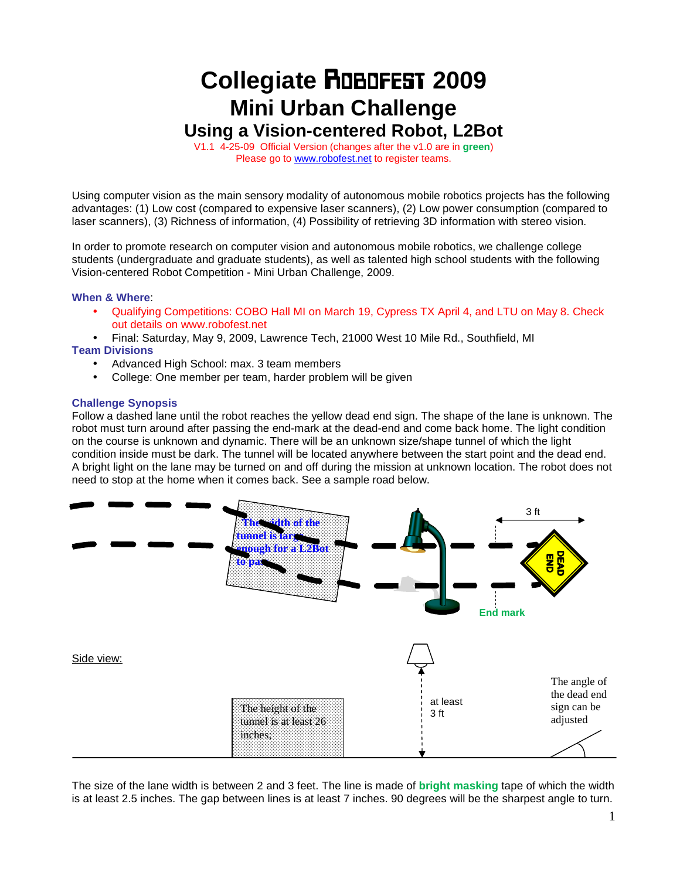# Collegiate ROBOFEST 2009

## Mini Urban Challenge

### Using a Vision-centered Robot, L2Bot

V1.1 4-25-09 Official Version (changes after the v1.0 are in **green**)
Please go to www.robofest.net to register teams.

Using computer vision as the main sensory modality of autonomous mobile robotics projects has the following advantages: (1) Low cost (compared to expensive laser scanners), (2) Low power consumption (compared to laser scanners), (3) Richness of information, (4) Possibility of retrieving 3D information with stereo vision.

In order to promote research on computer vision and autonomous mobile robotics, we challenge college students (undergraduate and graduate students), as well as talented high school students with the following Vision-centered Robot Competition - Mini Urban Challenge, 2009.

**When & Where**:

- Qualifying Competitions: COBO Hall MI on March 19, Cypress TX April 4, and LTU on May 8. Check out details on www.robofest.net
- Final: Saturday, May 9, 2009, Lawrence Tech, 21000 West 10 Mile Rd., Southfield, MI

**Team Divisions**

- Advanced High School: max. 3 team members
- College: One member per team, harder problem will be given

**Challenge Synopsis**

Follow a dashed lane until the robot reaches the yellow dead end sign. The shape of the lane is unknown. The robot must turn around after passing the end-mark at the dead-end and come back home. The light condition on the course is unknown and dynamic. There will be an unknown size/shape tunnel of which the light condition inside must be dark. The tunnel will be located anywhere between the start point and the dead end. A bright light on the lane may be turned on and off during the mission at unknown location. The robot does not need to stop at the home when it comes back. See a sample road below.

The width of the tunnel is large enough for a L2Bot to pass

3 ft

DEAD END

End mark

Side view:

The height of the tunnel is at least 26 inches;

at least 3 ft

The angle of the dead end sign can be adjusted

The size of the lane width is between 2 and 3 feet. The line is made of **bright masking** tape of which the width is at least 2.5 inches. The gap between lines is at least 7 inches. 90 degrees will be the sharpest angle to turn.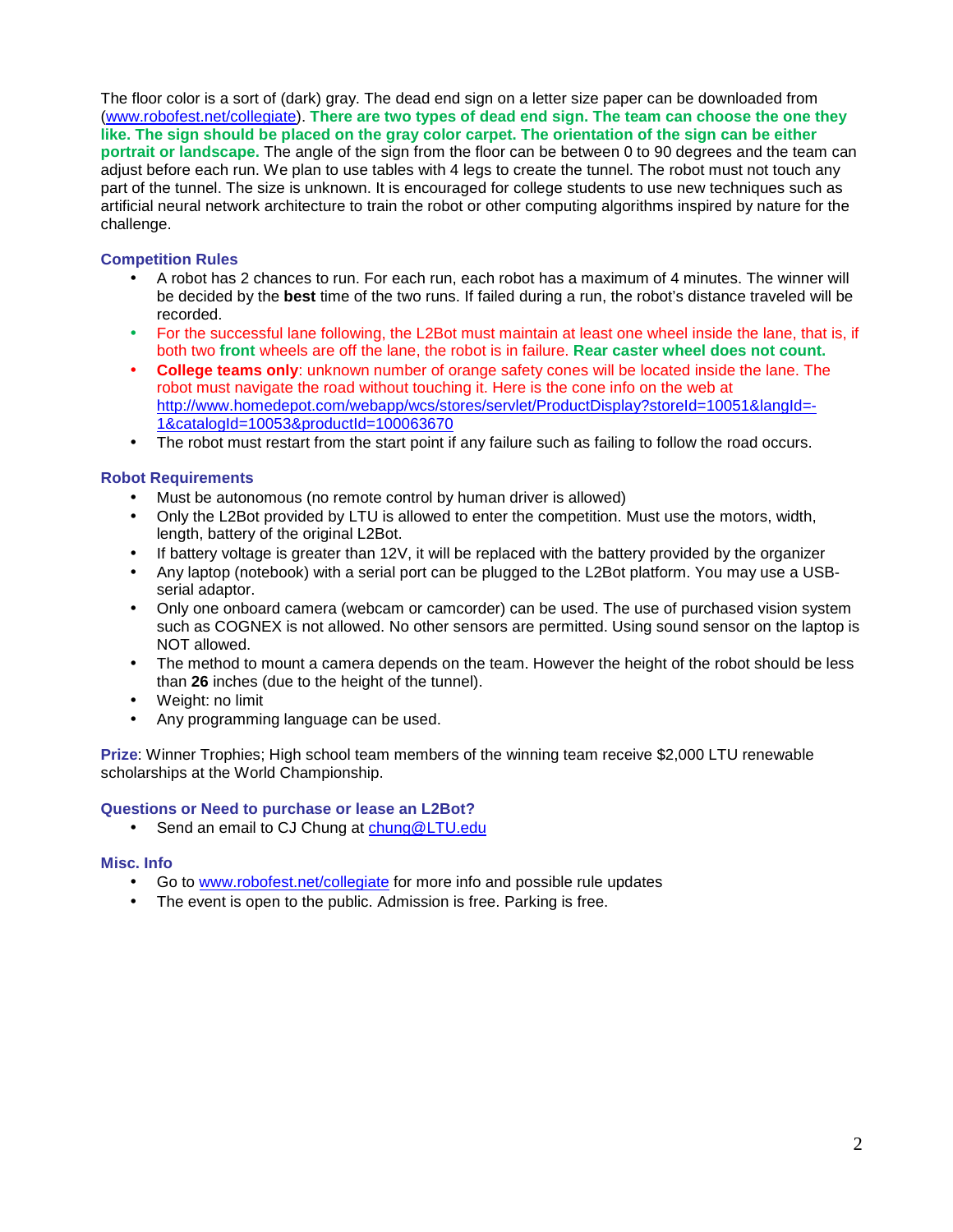The floor color is a sort of (dark) gray. The dead end sign on a letter size paper can be downloaded from (www.robofest.net/collegiate). **There are two types of dead end sign. The team can choose the one they like. The sign should be placed on the gray color carpet. The orientation of the sign can be either portrait or landscape.** The angle of the sign from the floor can be between 0 to 90 degrees and the team can adjust before each run. We plan to use tables with 4 legs to create the tunnel. The robot must not touch any part of the tunnel. The size is unknown. It is encouraged for college students to use new techniques such as artificial neural network architecture to train the robot or other computing algorithms inspired by nature for the challenge.

### Competition Rules

- A robot has 2 chances to run. For each run, each robot has a maximum of 4 minutes. The winner will be decided by the **best** time of the two runs. If failed during a run, the robot's distance traveled will be recorded.
- For the successful lane following, the L2Bot must maintain at least one wheel inside the lane, that is, if both two **front** wheels are off the lane, the robot is in failure. **Rear caster wheel does not count.**
- **College teams only**: unknown number of orange safety cones will be located inside the lane. The robot must navigate the road without touching it. Here is the cone info on the web at http://www.homedepot.com/webapp/wcs/stores/servlet/ProductDisplay?storeId=10051&langId=-1&catalogId=10053&productId=100063670
- The robot must restart from the start point if any failure such as failing to follow the road occurs.

### Robot Requirements

- Must be autonomous (no remote control by human driver is allowed)
- Only the L2Bot provided by LTU is allowed to enter the competition. Must use the motors, width, length, battery of the original L2Bot.
- If battery voltage is greater than 12V, it will be replaced with the battery provided by the organizer
- Any laptop (notebook) with a serial port can be plugged to the L2Bot platform. You may use a USB-serial adaptor.
- Only one onboard camera (webcam or camcorder) can be used. The use of purchased vision system such as COGNEX is not allowed. No other sensors are permitted. Using sound sensor on the laptop is NOT allowed.
- The method to mount a camera depends on the team. However the height of the robot should be less than **26** inches (due to the height of the tunnel).
- Weight: no limit
- Any programming language can be used.

**Prize**: Winner Trophies; High school team members of the winning team receive $2,000 LTU renewable scholarships at the World Championship.

### Questions or Need to purchase or lease an L2Bot?

- Send an email to CJ Chung at chung@LTU.edu

### Misc. Info

- Go to www.robofest.net/collegiate for more info and possible rule updates
- The event is open to the public. Admission is free. Parking is free.